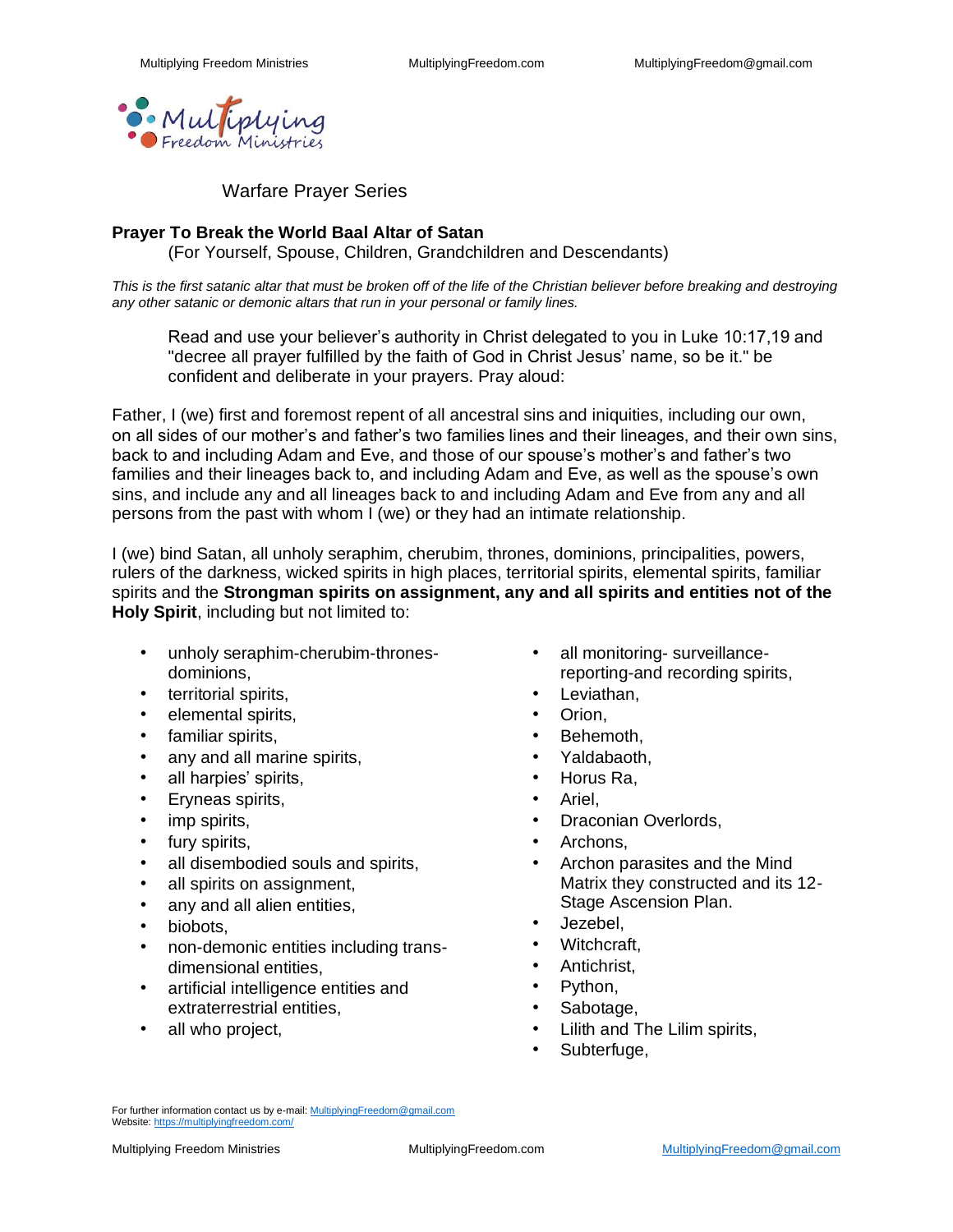Warfare Prayer Series

## Prayer To Break the World Baal Altar of Satan

(For Yourself, Spouse, Children, Grandchildren and Descendants)

*This is the first satanic altar that must be broken off of the life of the Christian believer before breaking and destroying any other satanic or demonic altars that run in your personal or family lines.*

> Read and use your believer's authority in Christ delegated to you in Luke 10:17,19 and "decree all prayer fulfilled by the faith of God in Christ Jesus' name, so be it." be confident and deliberate in your prayers. Pray aloud:

Father, I (we) first and foremost repent of all ancestral sins and iniquities, including our own, on all sides of our mother's and father's two families lines and their lineages, and their own sins, back to and including Adam and Eve, and those of our spouse's mother's and father's two families and their lineages back to, and including Adam and Eve, as well as the spouse's own sins, and include any and all lineages back to and including Adam and Eve from any and all persons from the past with whom I (we) or they had an intimate relationship.

I (we) bind Satan, all unholy seraphim, cherubim, thrones, dominions, principalities, powers, rulers of the darkness, wicked spirits in high places, territorial spirits, elemental spirits, familiar spirits and the **Strongman spirits on assignment, any and all spirits and entities not of the Holy Spirit**, including but not limited to:

- unholy seraphim-cherubim-thrones-dominions,
- territorial spirits,
- elemental spirits,
- familiar spirits,
- any and all marine spirits,
- all harpies' spirits,
- Eryneas spirits,
- imp spirits,
- fury spirits,
- all disembodied souls and spirits,
- all spirits on assignment,
- any and all alien entities,
- biobots,
- non-demonic entities including trans-dimensional entities,
- artificial intelligence entities and extraterrestrial entities,
- all who project,
- all monitoring- surveillance-reporting-and recording spirits,
- Leviathan,
- Orion,
- Behemoth,
- Yaldabaoth,
- Horus Ra,
- Ariel,
- Draconian Overlords,
- Archons,
- Archon parasites and the Mind Matrix they constructed and its 12-Stage Ascension Plan.
- Jezebel,
- Witchcraft,
- Antichrist,
- Python,
- Sabotage,
- Lilith and The Lilim spirits,
- Subterfuge,

For further information contact us by e-mail: MultiplyingFreedom@gmail.com
Website: https://multiplyingfreedom.com/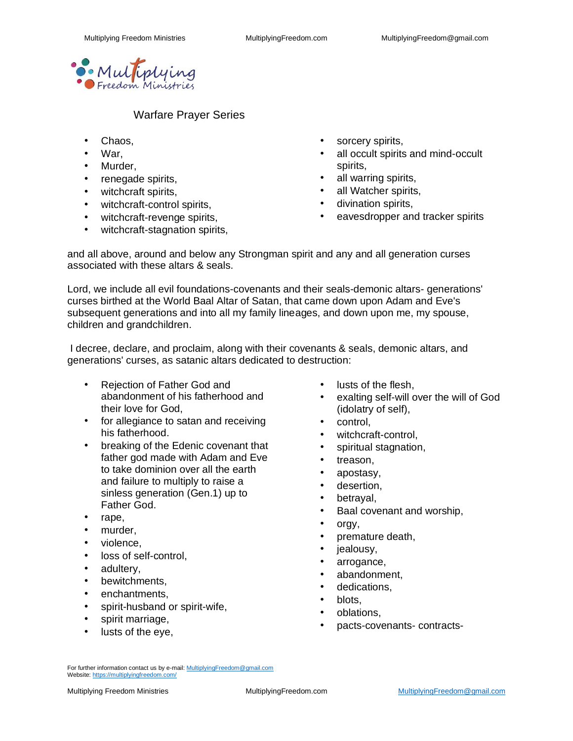Warfare Prayer Series

- Chaos,
- War,
- Murder,
- renegade spirits,
- witchcraft spirits,
- witchcraft-control spirits,
- witchcraft-revenge spirits,
- witchcraft-stagnation spirits,
- sorcery spirits,
- all occult spirits and mind-occult spirits,
- all warring spirits,
- all Watcher spirits,
- divination spirits,
- eavesdropper and tracker spirits

and all above, around and below any Strongman spirit and any and all generation curses associated with these altars & seals.

Lord, we include all evil foundations-covenants and their seals-demonic altars- generations' curses birthed at the World Baal Altar of Satan, that came down upon Adam and Eve's subsequent generations and into all my family lineages, and down upon me, my spouse, children and grandchildren.

I decree, declare, and proclaim, along with their covenants & seals, demonic altars, and generations' curses, as satanic altars dedicated to destruction:

- Rejection of Father God and abandonment of his fatherhood and their love for God,
- for allegiance to satan and receiving his fatherhood.
- breaking of the Edenic covenant that father god made with Adam and Eve to take dominion over all the earth and failure to multiply to raise a sinless generation (Gen.1) up to Father God.
- rape,
- murder,
- violence,
- loss of self-control,
- adultery,
- bewitchments,
- enchantments,
- spirit-husband or spirit-wife,
- spirit marriage,
- lusts of the eye,
- lusts of the flesh,
- exalting self-will over the will of God (idolatry of self),
- control,
- witchcraft-control,
- spiritual stagnation,
- treason,
- apostasy,
- desertion,
- betrayal,
- Baal covenant and worship,
- orgy,
- premature death,
- jealousy,
- arrogance,
- abandonment,
- dedications,
- blots,
- oblations,
- pacts-covenants- contracts-

For further information contact us by e-mail: MultiplyingFreedom@gmail.com
Website: https://multiplyingfreedom.com/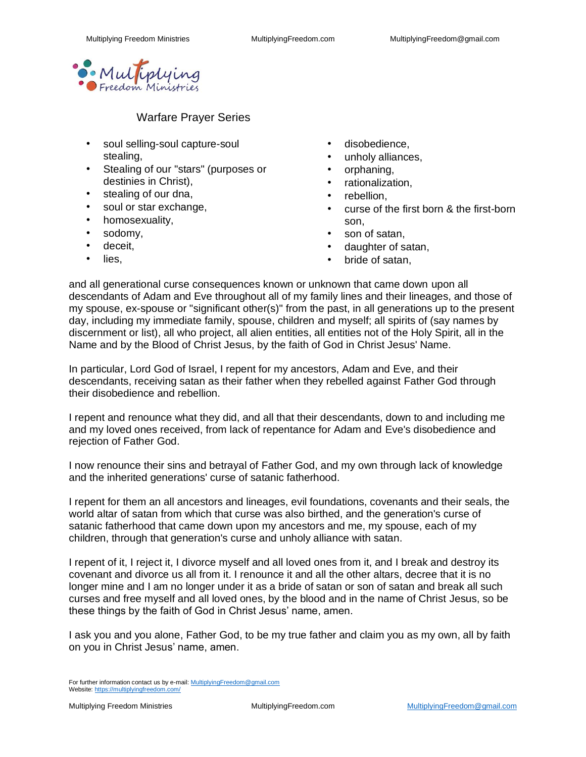Warfare Prayer Series

- soul selling-soul capture-soul stealing,
- Stealing of our "stars" (purposes or destinies in Christ),
- stealing of our dna,
- soul or star exchange,
- homosexuality,
- sodomy,
- deceit,
- lies,
- disobedience,
- unholy alliances,
- orphaning,
- rationalization,
- rebellion,
- curse of the first born & the first-born son,
- son of satan,
- daughter of satan,
- bride of satan,

and all generational curse consequences known or unknown that came down upon all descendants of Adam and Eve throughout all of my family lines and their lineages, and those of my spouse, ex-spouse or "significant other(s)" from the past, in all generations up to the present day, including my immediate family, spouse, children and myself; all spirits of (say names by discernment or list), all who project, all alien entities, all entities not of the Holy Spirit, all in the Name and by the Blood of Christ Jesus, by the faith of God in Christ Jesus' Name.

In particular, Lord God of Israel, I repent for my ancestors, Adam and Eve, and their descendants, receiving satan as their father when they rebelled against Father God through their disobedience and rebellion.

I repent and renounce what they did, and all that their descendants, down to and including me and my loved ones received, from lack of repentance for Adam and Eve's disobedience and rejection of Father God.

I now renounce their sins and betrayal of Father God, and my own through lack of knowledge and the inherited generations' curse of satanic fatherhood.

I repent for them an all ancestors and lineages, evil foundations, covenants and their seals, the world altar of satan from which that curse was also birthed, and the generation's curse of satanic fatherhood that came down upon my ancestors and me, my spouse, each of my children, through that generation's curse and unholy alliance with satan.

I repent of it, I reject it, I divorce myself and all loved ones from it, and I break and destroy its covenant and divorce us all from it. I renounce it and all the other altars, decree that it is no longer mine and I am no longer under it as a bride of satan or son of satan and break all such curses and free myself and all loved ones, by the blood and in the name of Christ Jesus, so be these things by the faith of God in Christ Jesus' name, amen.

I ask you and you alone, Father God, to be my true father and claim you as my own, all by faith on you in Christ Jesus' name, amen.

For further information contact us by e-mail: MultiplyingFreedom@gmail.com
Website: https://multiplyingfreedom.com/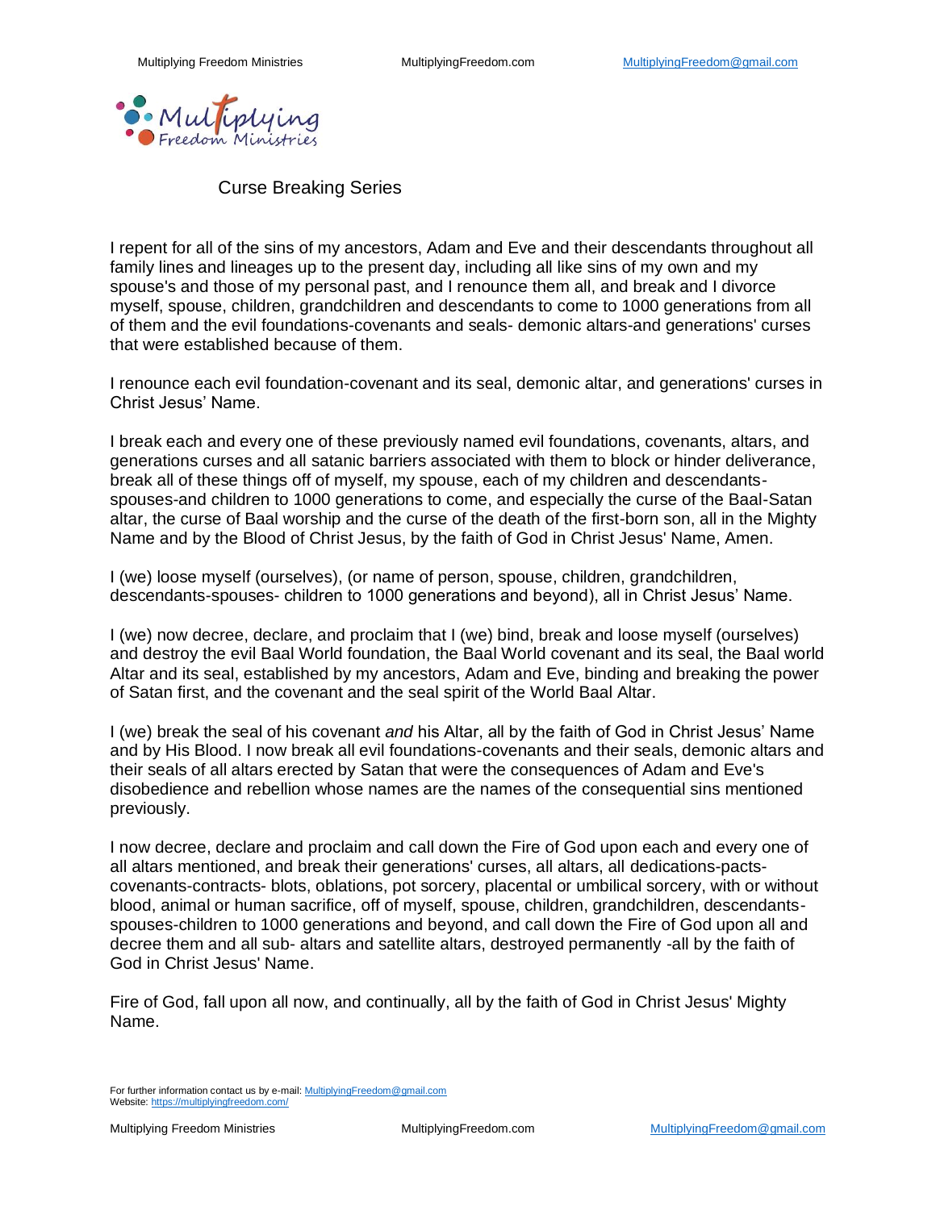Curse Breaking Series

I repent for all of the sins of my ancestors, Adam and Eve and their descendants throughout all family lines and lineages up to the present day, including all like sins of my own and my spouse's and those of my personal past, and I renounce them all, and break and I divorce myself, spouse, children, grandchildren and descendants to come to 1000 generations from all of them and the evil foundations-covenants and seals- demonic altars-and generations' curses that were established because of them.

I renounce each evil foundation-covenant and its seal, demonic altar, and generations' curses in Christ Jesus' Name.

I break each and every one of these previously named evil foundations, covenants, altars, and generations curses and all satanic barriers associated with them to block or hinder deliverance, break all of these things off of myself, my spouse, each of my children and descendants-spouses-and children to 1000 generations to come, and especially the curse of the Baal-Satan altar, the curse of Baal worship and the curse of the death of the first-born son, all in the Mighty Name and by the Blood of Christ Jesus, by the faith of God in Christ Jesus' Name, Amen.

I (we) loose myself (ourselves), (or name of person, spouse, children, grandchildren, descendants-spouses- children to 1000 generations and beyond), all in Christ Jesus' Name.

I (we) now decree, declare, and proclaim that I (we) bind, break and loose myself (ourselves) and destroy the evil Baal World foundation, the Baal World covenant and its seal, the Baal world Altar and its seal, established by my ancestors, Adam and Eve, binding and breaking the power of Satan first, and the covenant and the seal spirit of the World Baal Altar.

I (we) break the seal of his covenant *and* his Altar, all by the faith of God in Christ Jesus' Name and by His Blood. I now break all evil foundations-covenants and their seals, demonic altars and their seals of all altars erected by Satan that were the consequences of Adam and Eve's disobedience and rebellion whose names are the names of the consequential sins mentioned previously.

I now decree, declare and proclaim and call down the Fire of God upon each and every one of all altars mentioned, and break their generations' curses, all altars, all dedications-pacts-covenants-contracts- blots, oblations, pot sorcery, placental or umbilical sorcery, with or without blood, animal or human sacrifice, off of myself, spouse, children, grandchildren, descendants-spouses-children to 1000 generations and beyond, and call down the Fire of God upon all and decree them and all sub- altars and satellite altars, destroyed permanently -all by the faith of God in Christ Jesus' Name.

Fire of God, fall upon all now, and continually, all by the faith of God in Christ Jesus' Mighty Name.

For further information contact us by e-mail: MultiplyingFreedom@gmail.com
Website: https://multiplyingfreedom.com/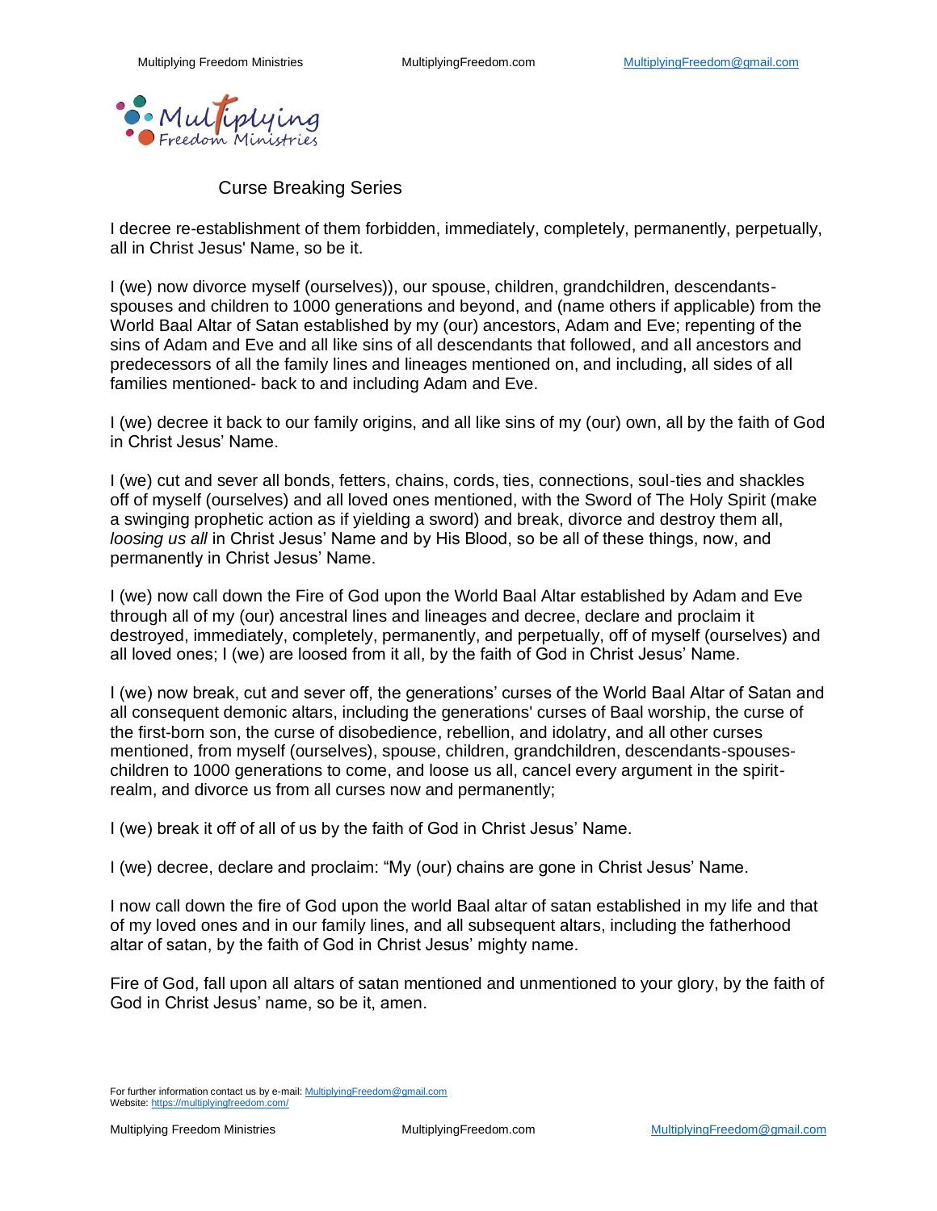## Curse Breaking Series

I decree re-establishment of them forbidden, immediately, completely, permanently, perpetually, all in Christ Jesus' Name, so be it.

I (we) now divorce myself (ourselves)), our spouse, children, grandchildren, descendants-spouses and children to 1000 generations and beyond, and (name others if applicable) from the World Baal Altar of Satan established by my (our) ancestors, Adam and Eve; repenting of the sins of Adam and Eve and all like sins of all descendants that followed, and all ancestors and predecessors of all the family lines and lineages mentioned on, and including, all sides of all families mentioned- back to and including Adam and Eve.

I (we) decree it back to our family origins, and all like sins of my (our) own, all by the faith of God in Christ Jesus' Name.

I (we) cut and sever all bonds, fetters, chains, cords, ties, connections, soul-ties and shackles off of myself (ourselves) and all loved ones mentioned, with the Sword of The Holy Spirit (make a swinging prophetic action as if yielding a sword) and break, divorce and destroy them all, *loosing us all* in Christ Jesus' Name and by His Blood, so be all of these things, now, and permanently in Christ Jesus' Name.

I (we) now call down the Fire of God upon the World Baal Altar established by Adam and Eve through all of my (our) ancestral lines and lineages and decree, declare and proclaim it destroyed, immediately, completely, permanently, and perpetually, off of myself (ourselves) and all loved ones; I (we) are loosed from it all, by the faith of God in Christ Jesus' Name.

I (we) now break, cut and sever off, the generations' curses of the World Baal Altar of Satan and all consequent demonic altars, including the generations' curses of Baal worship, the curse of the first-born son, the curse of disobedience, rebellion, and idolatry, and all other curses mentioned, from myself (ourselves), spouse, children, grandchildren, descendants-spouses-children to 1000 generations to come, and loose us all, cancel every argument in the spirit-realm, and divorce us from all curses now and permanently;

I (we) break it off of all of us by the faith of God in Christ Jesus' Name.

I (we) decree, declare and proclaim: "My (our) chains are gone in Christ Jesus' Name.

I now call down the fire of God upon the world Baal altar of satan established in my life and that of my loved ones and in our family lines, and all subsequent altars, including the fatherhood altar of satan, by the faith of God in Christ Jesus' mighty name.

Fire of God, fall upon all altars of satan mentioned and unmentioned to your glory, by the faith of God in Christ Jesus' name, so be it, amen.

For further information contact us by e-mail: MultiplyingFreedom@gmail.com
Website: https://multiplyingfreedom.com/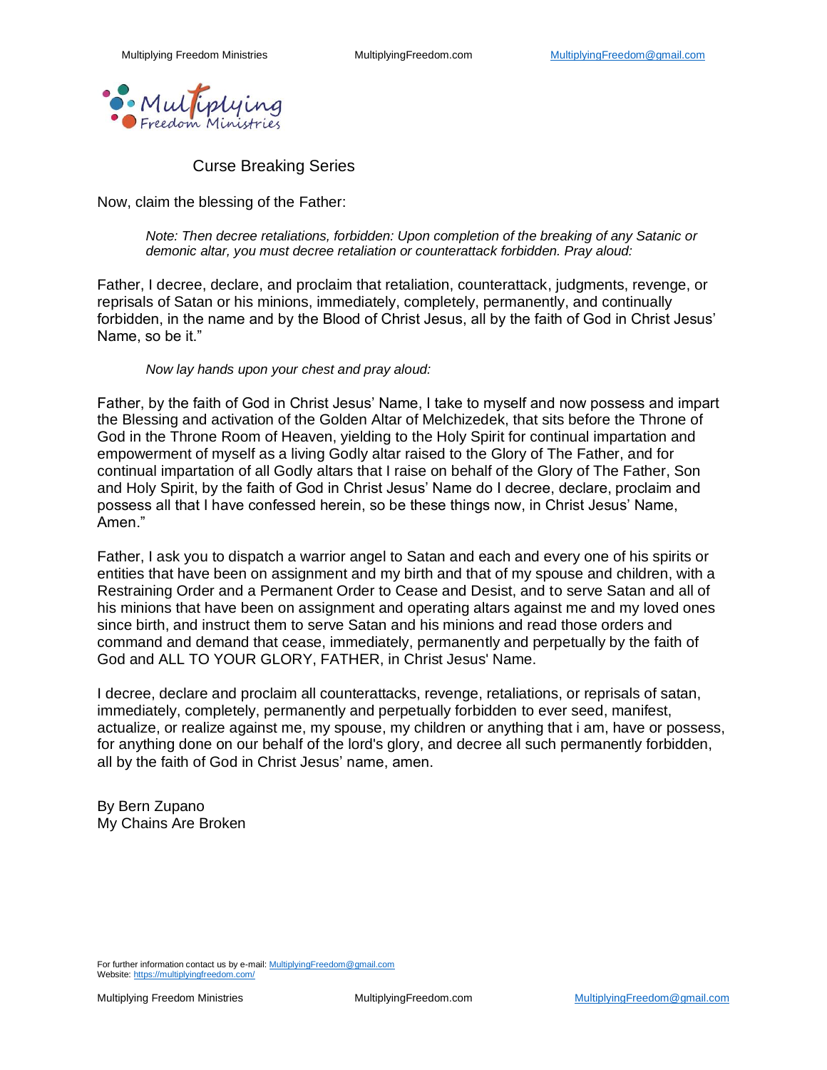Curse Breaking Series

Now, claim the blessing of the Father:

> *Note: Then decree retaliations, forbidden: Upon completion of the breaking of any Satanic or demonic altar, you must decree retaliation or counterattack forbidden. Pray aloud:*

Father, I decree, declare, and proclaim that retaliation, counterattack, judgments, revenge, or reprisals of Satan or his minions, immediately, completely, permanently, and continually forbidden, in the name and by the Blood of Christ Jesus, all by the faith of God in Christ Jesus' Name, so be it."

> *Now lay hands upon your chest and pray aloud:*

Father, by the faith of God in Christ Jesus' Name, I take to myself and now possess and impart the Blessing and activation of the Golden Altar of Melchizedek, that sits before the Throne of God in the Throne Room of Heaven, yielding to the Holy Spirit for continual impartation and empowerment of myself as a living Godly altar raised to the Glory of The Father, and for continual impartation of all Godly altars that I raise on behalf of the Glory of The Father, Son and Holy Spirit, by the faith of God in Christ Jesus' Name do I decree, declare, proclaim and possess all that I have confessed herein, so be these things now, in Christ Jesus' Name, Amen."

Father, I ask you to dispatch a warrior angel to Satan and each and every one of his spirits or entities that have been on assignment and my birth and that of my spouse and children, with a Restraining Order and a Permanent Order to Cease and Desist, and to serve Satan and all of his minions that have been on assignment and operating altars against me and my loved ones since birth, and instruct them to serve Satan and his minions and read those orders and command and demand that cease, immediately, permanently and perpetually by the faith of God and ALL TO YOUR GLORY, FATHER, in Christ Jesus' Name.

I decree, declare and proclaim all counterattacks, revenge, retaliations, or reprisals of satan, immediately, completely, permanently and perpetually forbidden to ever seed, manifest, actualize, or realize against me, my spouse, my children or anything that i am, have or possess, for anything done on our behalf of the lord's glory, and decree all such permanently forbidden, all by the faith of God in Christ Jesus' name, amen.

By Bern Zupano
My Chains Are Broken

For further information contact us by e-mail: MultiplyingFreedom@gmail.com
Website: https://multiplyingfreedom.com/